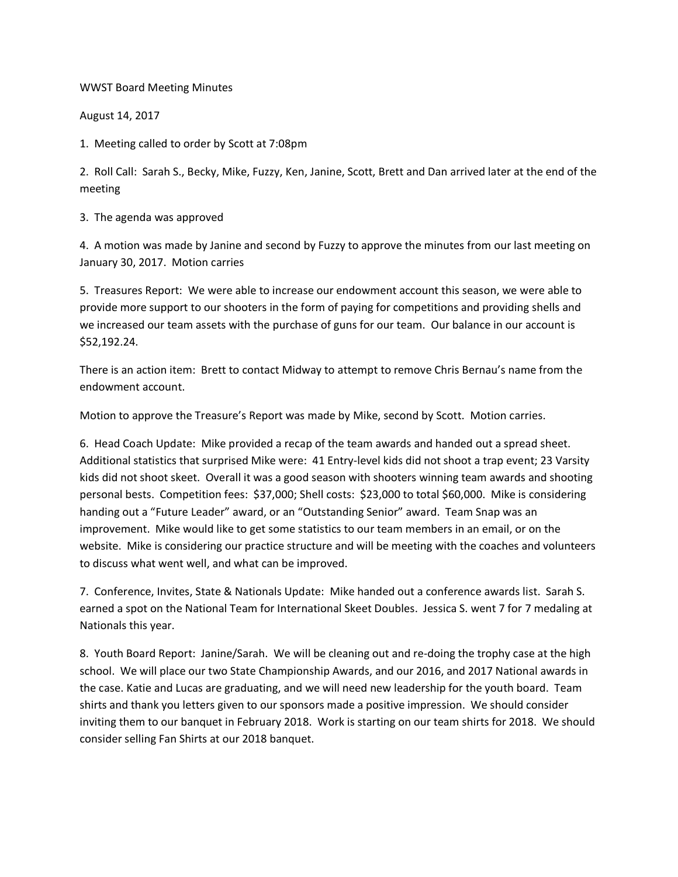WWST Board Meeting Minutes

August 14, 2017

1. Meeting called to order by Scott at 7:08pm

2. Roll Call: Sarah S., Becky, Mike, Fuzzy, Ken, Janine, Scott, Brett and Dan arrived later at the end of the meeting

3. The agenda was approved

4. A motion was made by Janine and second by Fuzzy to approve the minutes from our last meeting on January 30, 2017. Motion carries

5. Treasures Report: We were able to increase our endowment account this season, we were able to provide more support to our shooters in the form of paying for competitions and providing shells and we increased our team assets with the purchase of guns for our team. Our balance in our account is $52,192.24.

There is an action item: Brett to contact Midway to attempt to remove Chris Bernau's name from the endowment account.

Motion to approve the Treasure's Report was made by Mike, second by Scott. Motion carries.

6. Head Coach Update: Mike provided a recap of the team awards and handed out a spread sheet. Additional statistics that surprised Mike were: 41 Entry-level kids did not shoot a trap event; 23 Varsity kids did not shoot skeet. Overall it was a good season with shooters winning team awards and shooting personal bests. Competition fees: $37,000; Shell costs: $23,000 to total $60,000. Mike is considering handing out a "Future Leader" award, or an "Outstanding Senior" award. Team Snap was an improvement. Mike would like to get some statistics to our team members in an email, or on the website. Mike is considering our practice structure and will be meeting with the coaches and volunteers to discuss what went well, and what can be improved.

7. Conference, Invites, State & Nationals Update: Mike handed out a conference awards list. Sarah S. earned a spot on the National Team for International Skeet Doubles. Jessica S. went 7 for 7 medaling at Nationals this year.

8. Youth Board Report: Janine/Sarah. We will be cleaning out and re-doing the trophy case at the high school. We will place our two State Championship Awards, and our 2016, and 2017 National awards in the case. Katie and Lucas are graduating, and we will need new leadership for the youth board. Team shirts and thank you letters given to our sponsors made a positive impression. We should consider inviting them to our banquet in February 2018. Work is starting on our team shirts for 2018. We should consider selling Fan Shirts at our 2018 banquet.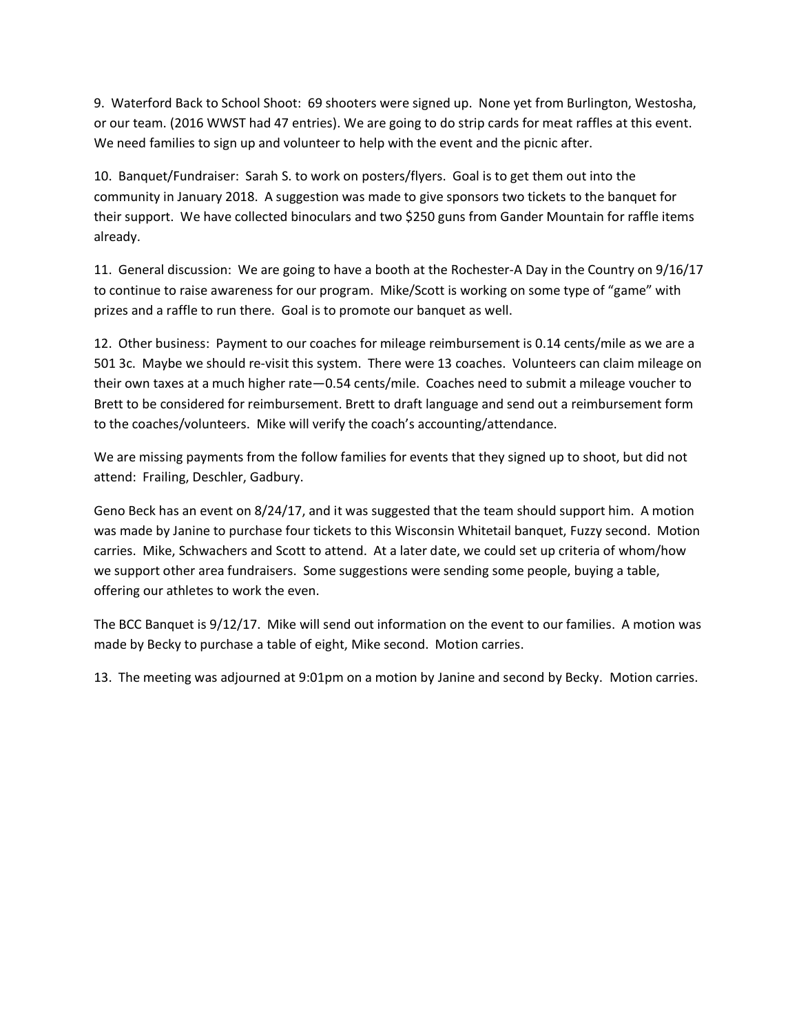9. Waterford Back to School Shoot: 69 shooters were signed up. None yet from Burlington, Westosha, or our team. (2016 WWST had 47 entries). We are going to do strip cards for meat raffles at this event. We need families to sign up and volunteer to help with the event and the picnic after.

10. Banquet/Fundraiser: Sarah S. to work on posters/flyers. Goal is to get them out into the community in January 2018. A suggestion was made to give sponsors two tickets to the banquet for their support. We have collected binoculars and two $250 guns from Gander Mountain for raffle items already.

11. General discussion: We are going to have a booth at the Rochester-A Day in the Country on 9/16/17 to continue to raise awareness for our program. Mike/Scott is working on some type of "game" with prizes and a raffle to run there. Goal is to promote our banquet as well.

12. Other business: Payment to our coaches for mileage reimbursement is 0.14 cents/mile as we are a 501 3c. Maybe we should re-visit this system. There were 13 coaches. Volunteers can claim mileage on their own taxes at a much higher rate—0.54 cents/mile. Coaches need to submit a mileage voucher to Brett to be considered for reimbursement. Brett to draft language and send out a reimbursement form to the coaches/volunteers. Mike will verify the coach's accounting/attendance.

We are missing payments from the follow families for events that they signed up to shoot, but did not attend: Frailing, Deschler, Gadbury.

Geno Beck has an event on 8/24/17, and it was suggested that the team should support him. A motion was made by Janine to purchase four tickets to this Wisconsin Whitetail banquet, Fuzzy second. Motion carries. Mike, Schwachers and Scott to attend. At a later date, we could set up criteria of whom/how we support other area fundraisers. Some suggestions were sending some people, buying a table, offering our athletes to work the even.

The BCC Banquet is 9/12/17. Mike will send out information on the event to our families. A motion was made by Becky to purchase a table of eight, Mike second. Motion carries.

13. The meeting was adjourned at 9:01pm on a motion by Janine and second by Becky. Motion carries.